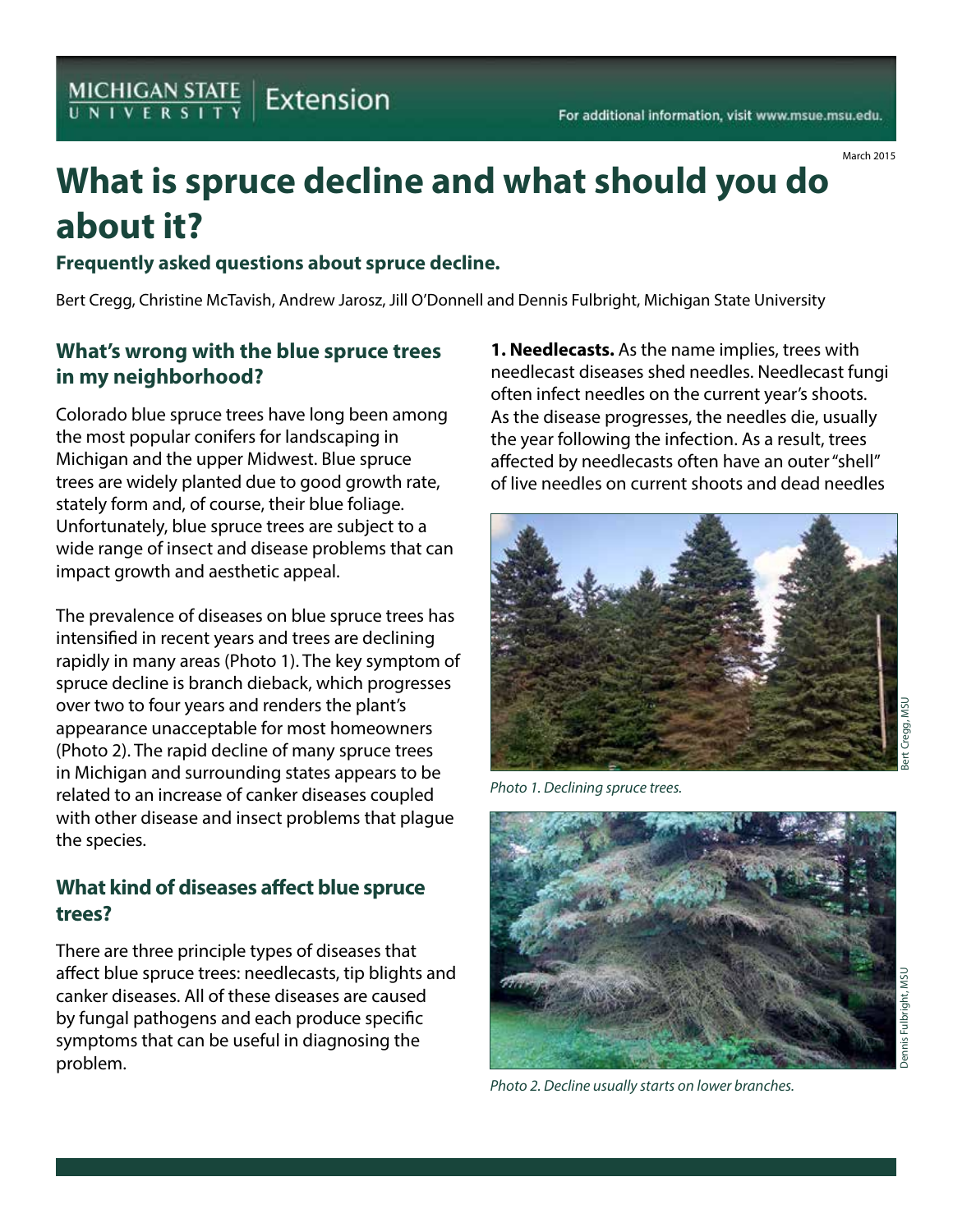March 2015

# What is spruce decline and what should you do about it?

**Frequently asked questions about spruce decline.**

Bert Cregg, Christine McTavish, Andrew Jarosz, Jill O'Donnell and Dennis Fulbright, Michigan State University

## What's wrong with the blue spruce trees in my neighborhood?

Colorado blue spruce trees have long been among the most popular conifers for landscaping in Michigan and the upper Midwest. Blue spruce trees are widely planted due to good growth rate, stately form and, of course, their blue foliage. Unfortunately, blue spruce trees are subject to a wide range of insect and disease problems that can impact growth and aesthetic appeal.

The prevalence of diseases on blue spruce trees has intensified in recent years and trees are declining rapidly in many areas (Photo 1). The key symptom of spruce decline is branch dieback, which progresses over two to four years and renders the plant's appearance unacceptable for most homeowners (Photo 2). The rapid decline of many spruce trees in Michigan and surrounding states appears to be related to an increase of canker diseases coupled with other disease and insect problems that plague the species.

## What kind of diseases affect blue spruce trees?

There are three principle types of diseases that affect blue spruce trees: needlecasts, tip blights and canker diseases. All of these diseases are caused by fungal pathogens and each produce specific symptoms that can be useful in diagnosing the problem.

**1. Needlecasts.** As the name implies, trees with needlecast diseases shed needles. Needlecast fungi often infect needles on the current year's shoots. As the disease progresses, the needles die, usually the year following the infection. As a result, trees affected by needlecasts often have an outer "shell" of live needles on current shoots and dead needles

Bert Cregg, MSU

*Photo 1. Declining spruce trees.*

Dennis Fulbright, MSU

*Photo 2. Decline usually starts on lower branches.*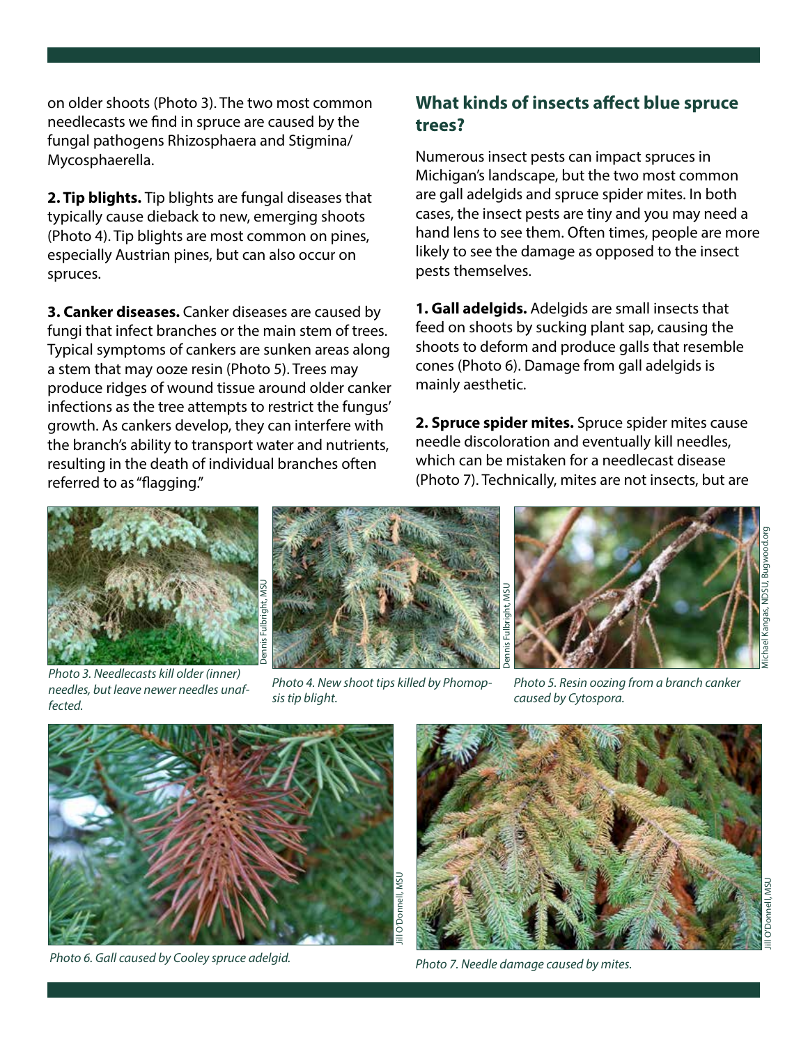on older shoots (Photo 3). The two most common needlecasts we find in spruce are caused by the fungal pathogens Rhizosphaera and Stigmina/Mycosphaerella.

**2. Tip blights.** Tip blights are fungal diseases that typically cause dieback to new, emerging shoots (Photo 4). Tip blights are most common on pines, especially Austrian pines, but can also occur on spruces.

**3. Canker diseases.** Canker diseases are caused by fungi that infect branches or the main stem of trees. Typical symptoms of cankers are sunken areas along a stem that may ooze resin (Photo 5). Trees may produce ridges of wound tissue around older canker infections as the tree attempts to restrict the fungus' growth. As cankers develop, they can interfere with the branch's ability to transport water and nutrients, resulting in the death of individual branches often referred to as "flagging."

## What kinds of insects affect blue spruce trees?

Numerous insect pests can impact spruces in Michigan's landscape, but the two most common are gall adelgids and spruce spider mites. In both cases, the insect pests are tiny and you may need a hand lens to see them. Often times, people are more likely to see the damage as opposed to the insect pests themselves.

**1. Gall adelgids.** Adelgids are small insects that feed on shoots by sucking plant sap, causing the shoots to deform and produce galls that resemble cones (Photo 6). Damage from gall adelgids is mainly aesthetic.

**2. Spruce spider mites.** Spruce spider mites cause needle discoloration and eventually kill needles, which can be mistaken for a needlecast disease (Photo 7). Technically, mites are not insects, but are

Dennis Fulbright, MSU

*Photo 3. Needlecasts kill older (inner) needles, but leave newer needles unaffected.*

Dennis Fulbright, MSU

*Photo 4. New shoot tips killed by Phomopsis tip blight.*

Michael Kangas, NDSU, Bugwood.org

*Photo 5. Resin oozing from a branch canker caused by Cytospora.*

Jill O'Donnell, MSU

*Photo 6. Gall caused by Cooley spruce adelgid.*

Jill O'Donnell, MSU

*Photo 7. Needle damage caused by mites.*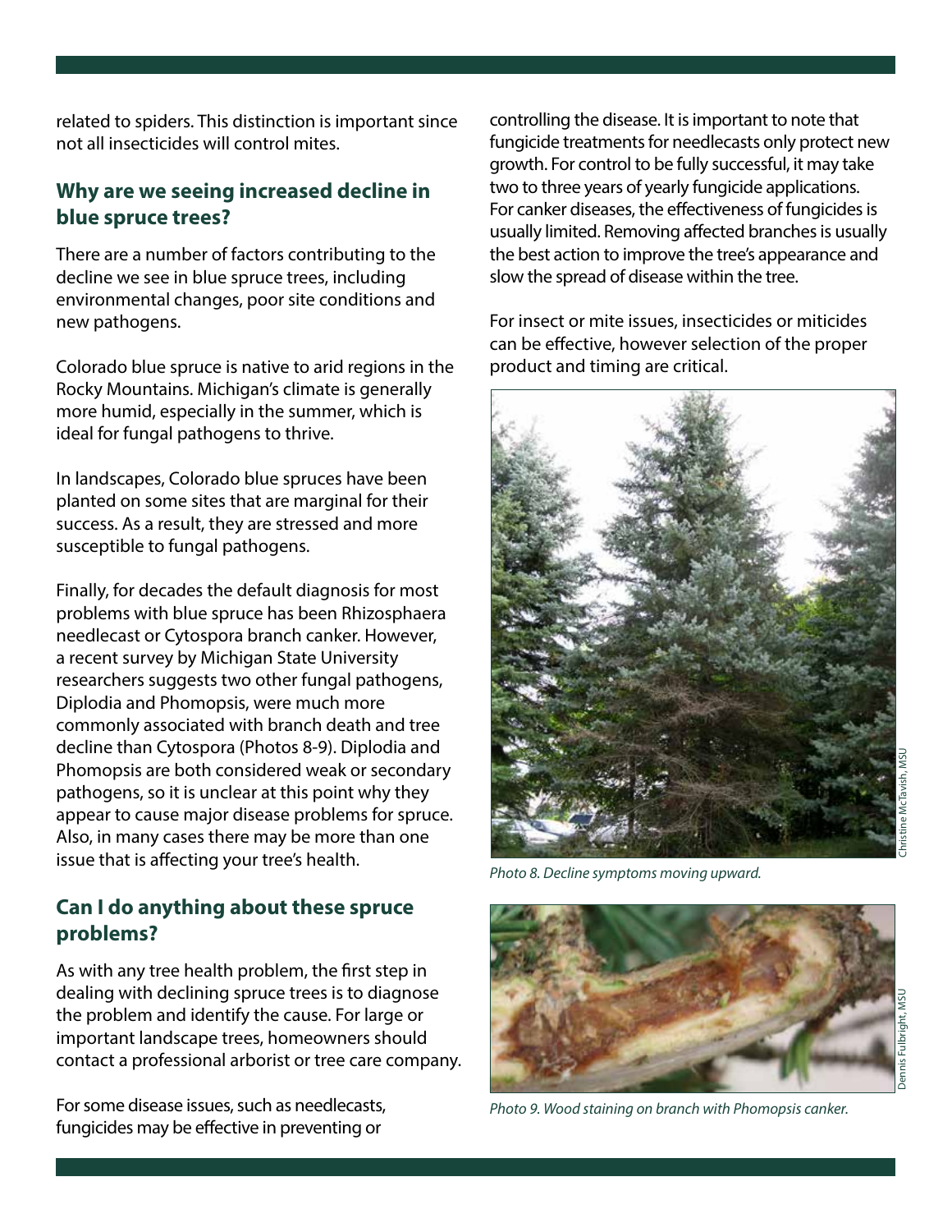related to spiders. This distinction is important since not all insecticides will control mites.

## Why are we seeing increased decline in blue spruce trees?

There are a number of factors contributing to the decline we see in blue spruce trees, including environmental changes, poor site conditions and new pathogens.

Colorado blue spruce is native to arid regions in the Rocky Mountains. Michigan's climate is generally more humid, especially in the summer, which is ideal for fungal pathogens to thrive.

In landscapes, Colorado blue spruces have been planted on some sites that are marginal for their success. As a result, they are stressed and more susceptible to fungal pathogens.

Finally, for decades the default diagnosis for most problems with blue spruce has been Rhizosphaera needlecast or Cytospora branch canker. However, a recent survey by Michigan State University researchers suggests two other fungal pathogens, Diplodia and Phomopsis, were much more commonly associated with branch death and tree decline than Cytospora (Photos 8-9). Diplodia and Phomopsis are both considered weak or secondary pathogens, so it is unclear at this point why they appear to cause major disease problems for spruce. Also, in many cases there may be more than one issue that is affecting your tree's health.

## Can I do anything about these spruce problems?

As with any tree health problem, the first step in dealing with declining spruce trees is to diagnose the problem and identify the cause. For large or important landscape trees, homeowners should contact a professional arborist or tree care company.

For some disease issues, such as needlecasts, fungicides may be effective in preventing or controlling the disease. It is important to note that fungicide treatments for needlecasts only protect new growth. For control to be fully successful, it may take two to three years of yearly fungicide applications. For canker diseases, the effectiveness of fungicides is usually limited. Removing affected branches is usually the best action to improve the tree's appearance and slow the spread of disease within the tree.

For insect or mite issues, insecticides or miticides can be effective, however selection of the proper product and timing are critical.

Christine McTavish, MSU

*Photo 8. Decline symptoms moving upward.*

Dennis Fulbright, MSU

*Photo 9. Wood staining on branch with Phomopsis canker.*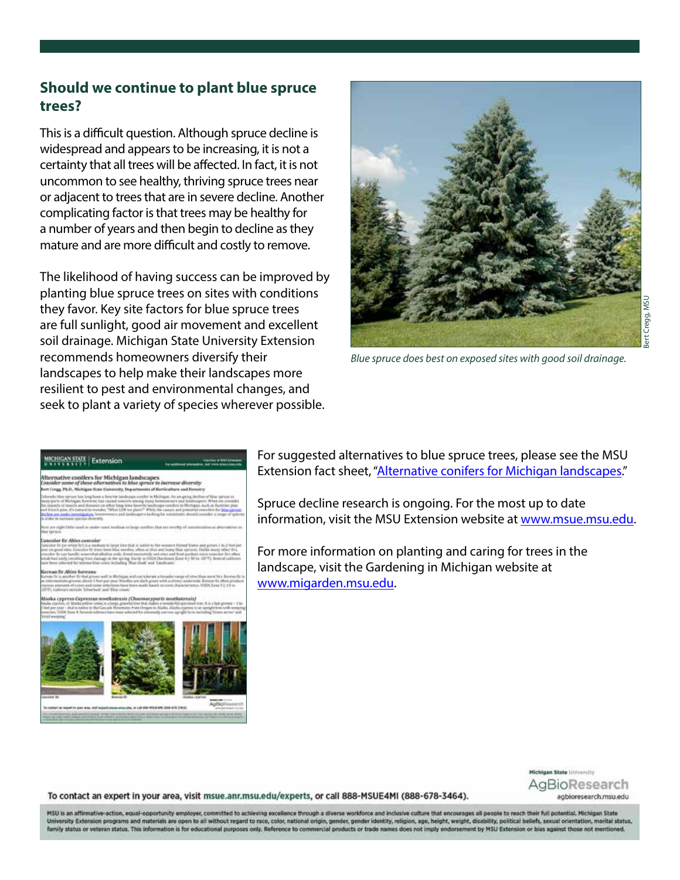## Should we continue to plant blue spruce trees?

This is a difficult question. Although spruce decline is widespread and appears to be increasing, it is not a certainty that all trees will be affected. In fact, it is not uncommon to see healthy, thriving spruce trees near or adjacent to trees that are in severe decline. Another complicating factor is that trees may be healthy for a number of years and then begin to decline as they mature and are more difficult and costly to remove.

The likelihood of having success can be improved by planting blue spruce trees on sites with conditions they favor. Key site factors for blue spruce trees are full sunlight, good air movement and excellent soil drainage. Michigan State University Extension recommends homeowners diversify their landscapes to help make their landscapes more resilient to pest and environmental changes, and seek to plant a variety of species wherever possible.

Bert Cregg, MSU

*Blue spruce does best on exposed sites with good soil drainage.*

For suggested alternatives to blue spruce trees, please see the MSU Extension fact sheet, "Alternative conifers for Michigan landscapes."

Spruce decline research is ongoing. For the most up to date information, visit the MSU Extension website at www.msue.msu.edu.

For more information on planting and caring for trees in the landscape, visit the Gardening in Michigan website at www.migarden.msu.edu.

To contact an expert in your area, visit msue.anr.msu.edu/experts, or call 888-MSUE4MI (888-678-3464).

Michigan State University AgBioResearch agbioresearch.msu.edu

MSU is an affirmative-action, equal-opportunity employer, committed to achieving excellence through a diverse workforce and inclusive culture that encourages all people to reach their full potential. Michigan State University Extension programs and materials are open to all without regard to race, color, national origin, gender, gender identity, religion, age, height, weight, disability, political beliefs, sexual orientation, marital status, family status or veteran status. This information is for educational purposes only. Reference to commercial products or trade names does not imply endorsement by MSU Extension or bias against those not mentioned.